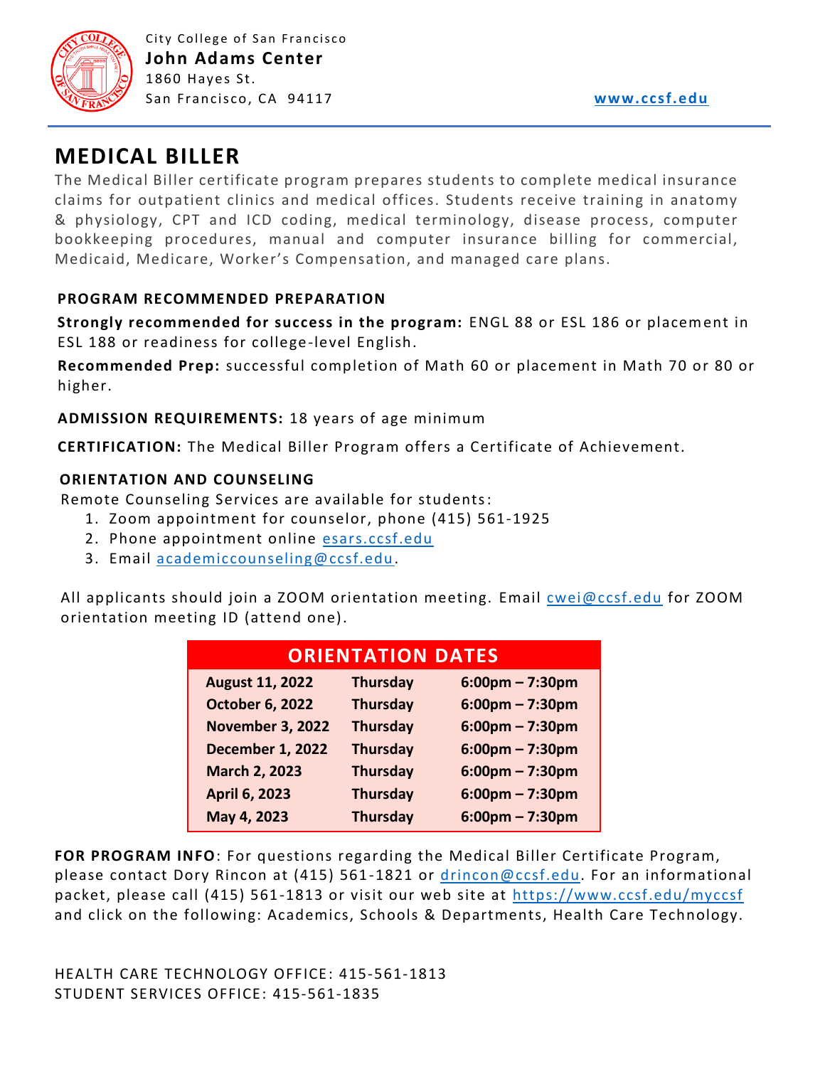City College of San Francisco
**John Adams Center**
1860 Hayes St.
San Francisco, CA 94117

**www.ccsf.edu**

# MEDICAL BILLER

The Medical Biller certificate program prepares students to complete medical insurance claims for outpatient clinics and medical offices. Students receive training in anatomy & physiology, CPT and ICD coding, medical terminology, disease process, computer bookkeeping procedures, manual and computer insurance billing for commercial, Medicaid, Medicare, Worker's Compensation, and managed care plans.

## PROGRAM RECOMMENDED PREPARATION

**Strongly recommended for success in the program:** ENGL 88 or ESL 186 or placement in ESL 188 or readiness for college-level English.

**Recommended Prep:** successful completion of Math 60 or placement in Math 70 or 80 or higher.

**ADMISSION REQUIREMENTS:** 18 years of age minimum

**CERTIFICATION:** The Medical Biller Program offers a Certificate of Achievement.

## ORIENTATION AND COUNSELING

Remote Counseling Services are available for students:

1. Zoom appointment for counselor, phone (415) 561-1925
2. Phone appointment online esars.ccsf.edu
3. Email academiccounseling@ccsf.edu.

All applicants should join a ZOOM orientation meeting. Email cwei@ccsf.edu for ZOOM orientation meeting ID (attend one).

| ORIENTATION DATES | | |
|---|---|---|
| **August 11, 2022** | **Thursday** | **6:00pm – 7:30pm** |
| **October 6, 2022** | **Thursday** | **6:00pm – 7:30pm** |
| **November 3, 2022** | **Thursday** | **6:00pm – 7:30pm** |
| **December 1, 2022** | **Thursday** | **6:00pm – 7:30pm** |
| **March 2, 2023** | **Thursday** | **6:00pm – 7:30pm** |
| **April 6, 2023** | **Thursday** | **6:00pm – 7:30pm** |
| **May 4, 2023** | **Thursday** | **6:00pm – 7:30pm** |

**FOR PROGRAM INFO**: For questions regarding the Medical Biller Certificate Program, please contact Dory Rincon at (415) 561-1821 or drincon@ccsf.edu. For an informational packet, please call (415) 561-1813 or visit our web site at https://www.ccsf.edu/myccsf and click on the following: Academics, Schools & Departments, Health Care Technology.

HEALTH CARE TECHNOLOGY OFFICE: 415-561-1813
STUDENT SERVICES OFFICE: 415-561-1835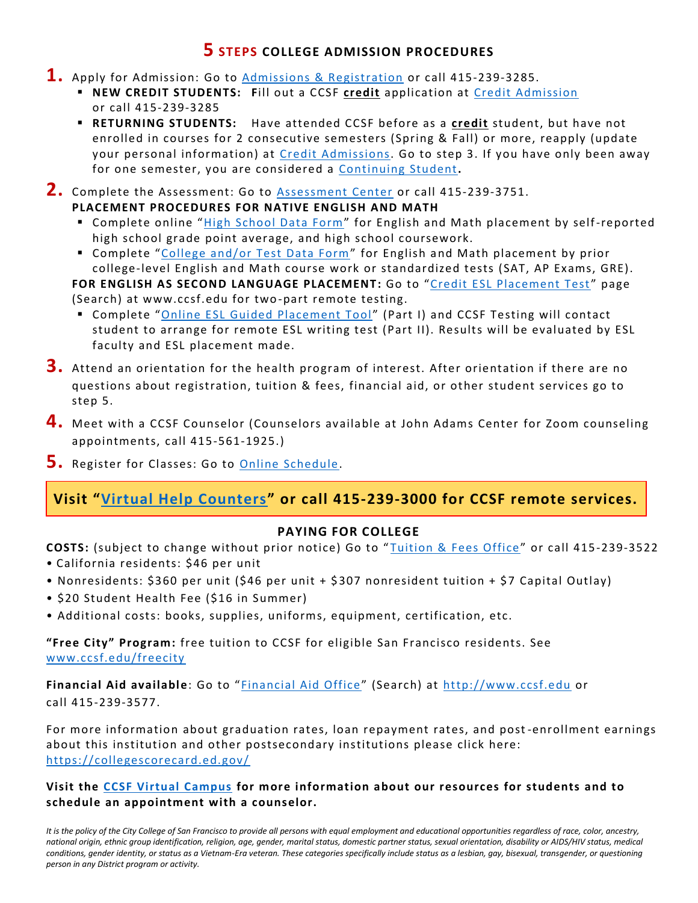# 5 STEPS COLLEGE ADMISSION PROCEDURES

**1.** Apply for Admission: Go to Admissions & Registration or call 415-239-3285.

- **NEW CREDIT STUDENTS:** **F**ill out a CCSF **credit** application at Credit Admission or call 415-239-3285
- **RETURNING STUDENTS:** Have attended CCSF before as a **credit** student, but have not enrolled in courses for 2 consecutive semesters (Spring & Fall) or more, reapply (update your personal information) at Credit Admissions. Go to step 3. If you have only been away for one semester, you are considered a Continuing Student**.**

**2.** Complete the Assessment: Go to Assessment Center or call 415-239-3751.

**PLACEMENT PROCEDURES FOR NATIVE ENGLISH AND MATH**

- Complete online "High School Data Form" for English and Math placement by self-reported high school grade point average, and high school coursework.
- Complete "College and/or Test Data Form" for English and Math placement by prior college-level English and Math course work or standardized tests (SAT, AP Exams, GRE).

**FOR ENGLISH AS SECOND LANGUAGE PLACEMENT:** Go to "Credit ESL Placement Test" page (Search) at www.ccsf.edu for two-part remote testing.

- Complete "Online ESL Guided Placement Tool" (Part I) and CCSF Testing will contact student to arrange for remote ESL writing test (Part II). Results will be evaluated by ESL faculty and ESL placement made.

**3.** Attend an orientation for the health program of interest. After orientation if there are no questions about registration, tuition & fees, financial aid, or other student services go to step 5.

**4.** Meet with a CCSF Counselor (Counselors available at John Adams Center for Zoom counseling appointments, call 415-561-1925.)

**5.** Register for Classes: Go to Online Schedule.

**Visit "Virtual Help Counters" or call 415-239-3000 for CCSF remote services.**

## PAYING FOR COLLEGE

**COSTS:** (subject to change without prior notice) Go to "Tuition & Fees Office" or call 415-239-3522

- California residents: $46 per unit
- Nonresidents: $360 per unit ($46 per unit + $307 nonresident tuition + $7 Capital Outlay)
- $20 Student Health Fee ($16 in Summer)
- Additional costs: books, supplies, uniforms, equipment, certification, etc.

**"Free City" Program:** free tuition to CCSF for eligible San Francisco residents. See www.ccsf.edu/freecity

**Financial Aid available**: Go to "Financial Aid Office" (Search) at http://www.ccsf.edu or call 415-239-3577.

For more information about graduation rates, loan repayment rates, and post-enrollment earnings about this institution and other postsecondary institutions please click here: https://collegescorecard.ed.gov/

**Visit the CCSF Virtual Campus for more information about our resources for students and to schedule an appointment with a counselor.**

*It is the policy of the City College of San Francisco to provide all persons with equal employment and educational opportunities regardless of race, color, ancestry, national origin, ethnic group identification, religion, age, gender, marital status, domestic partner status, sexual orientation, disability or AIDS/HIV status, medical conditions, gender identity, or status as a Vietnam-Era veteran. These categories specifically include status as a lesbian, gay, bisexual, transgender, or questioning person in any District program or activity.*